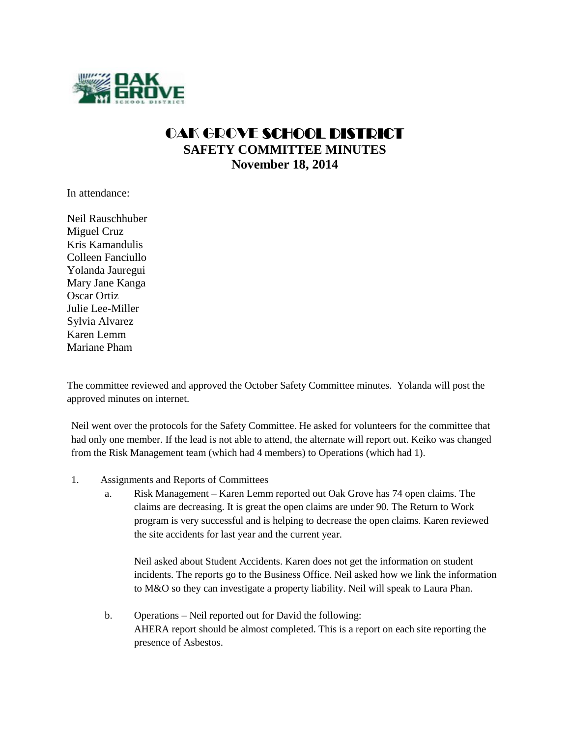# OAK GROVE SCHOOL DISTRICT
## SAFETY COMMITTEE MINUTES
## November 18, 2014

In attendance:

Neil Rauschhuber
Miguel Cruz
Kris Kamandulis
Colleen Fanciullo
Yolanda Jauregui
Mary Jane Kanga
Oscar Ortiz
Julie Lee-Miller
Sylvia Alvarez
Karen Lemm
Mariane Pham

The committee reviewed and approved the October Safety Committee minutes. Yolanda will post the approved minutes on internet.

Neil went over the protocols for the Safety Committee. He asked for volunteers for the committee that had only one member. If the lead is not able to attend, the alternate will report out. Keiko was changed from the Risk Management team (which had 4 members) to Operations (which had 1).

1. Assignments and Reports of Committees
   a. Risk Management – Karen Lemm reported out Oak Grove has 74 open claims. The claims are decreasing. It is great the open claims are under 90. The Return to Work program is very successful and is helping to decrease the open claims. Karen reviewed the site accidents for last year and the current year.

      Neil asked about Student Accidents. Karen does not get the information on student incidents. The reports go to the Business Office. Neil asked how we link the information to M&O so they can investigate a property liability. Neil will speak to Laura Phan.

   b. Operations – Neil reported out for David the following:
      AHERA report should be almost completed. This is a report on each site reporting the presence of Asbestos.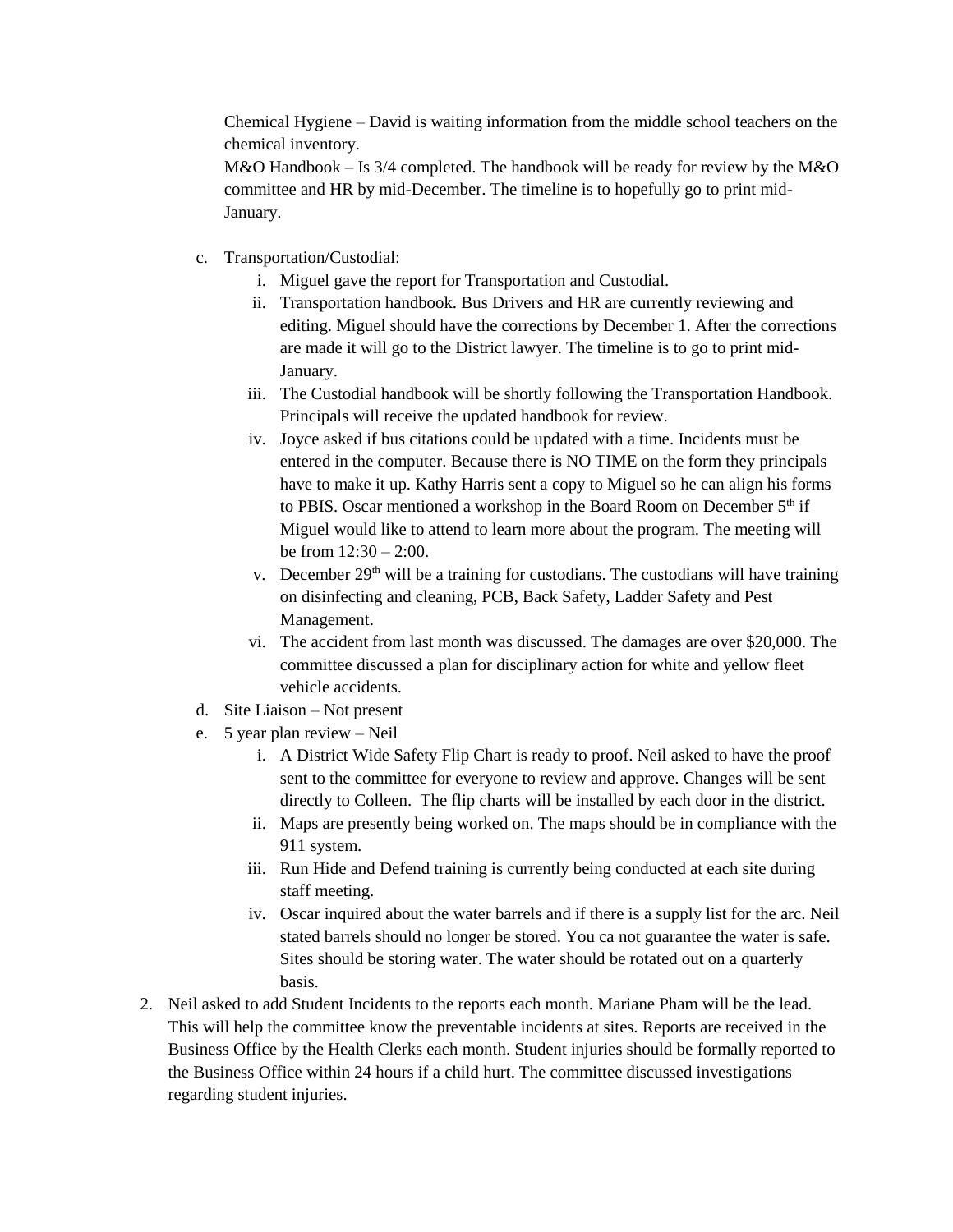Chemical Hygiene – David is waiting information from the middle school teachers on the chemical inventory.
M&O Handbook – Is 3/4 completed. The handbook will be ready for review by the M&O committee and HR by mid-December. The timeline is to hopefully go to print mid-January.

c. Transportation/Custodial:
    i. Miguel gave the report for Transportation and Custodial.
    ii. Transportation handbook. Bus Drivers and HR are currently reviewing and editing. Miguel should have the corrections by December 1. After the corrections are made it will go to the District lawyer. The timeline is to go to print mid-January.
    iii. The Custodial handbook will be shortly following the Transportation Handbook. Principals will receive the updated handbook for review.
    iv. Joyce asked if bus citations could be updated with a time. Incidents must be entered in the computer. Because there is NO TIME on the form they principals have to make it up. Kathy Harris sent a copy to Miguel so he can align his forms to PBIS. Oscar mentioned a workshop in the Board Room on December 5th if Miguel would like to attend to learn more about the program. The meeting will be from 12:30 – 2:00.
    v. December 29th will be a training for custodians. The custodians will have training on disinfecting and cleaning, PCB, Back Safety, Ladder Safety and Pest Management.
    vi. The accident from last month was discussed. The damages are over $20,000. The committee discussed a plan for disciplinary action for white and yellow fleet vehicle accidents.

d. Site Liaison – Not present

e. 5 year plan review – Neil
    i. A District Wide Safety Flip Chart is ready to proof. Neil asked to have the proof sent to the committee for everyone to review and approve. Changes will be sent directly to Colleen. The flip charts will be installed by each door in the district.
    ii. Maps are presently being worked on. The maps should be in compliance with the 911 system.
    iii. Run Hide and Defend training is currently being conducted at each site during staff meeting.
    iv. Oscar inquired about the water barrels and if there is a supply list for the arc. Neil stated barrels should no longer be stored. You ca not guarantee the water is safe. Sites should be storing water. The water should be rotated out on a quarterly basis.

2. Neil asked to add Student Incidents to the reports each month. Mariane Pham will be the lead. This will help the committee know the preventable incidents at sites. Reports are received in the Business Office by the Health Clerks each month. Student injuries should be formally reported to the Business Office within 24 hours if a child hurt. The committee discussed investigations regarding student injuries.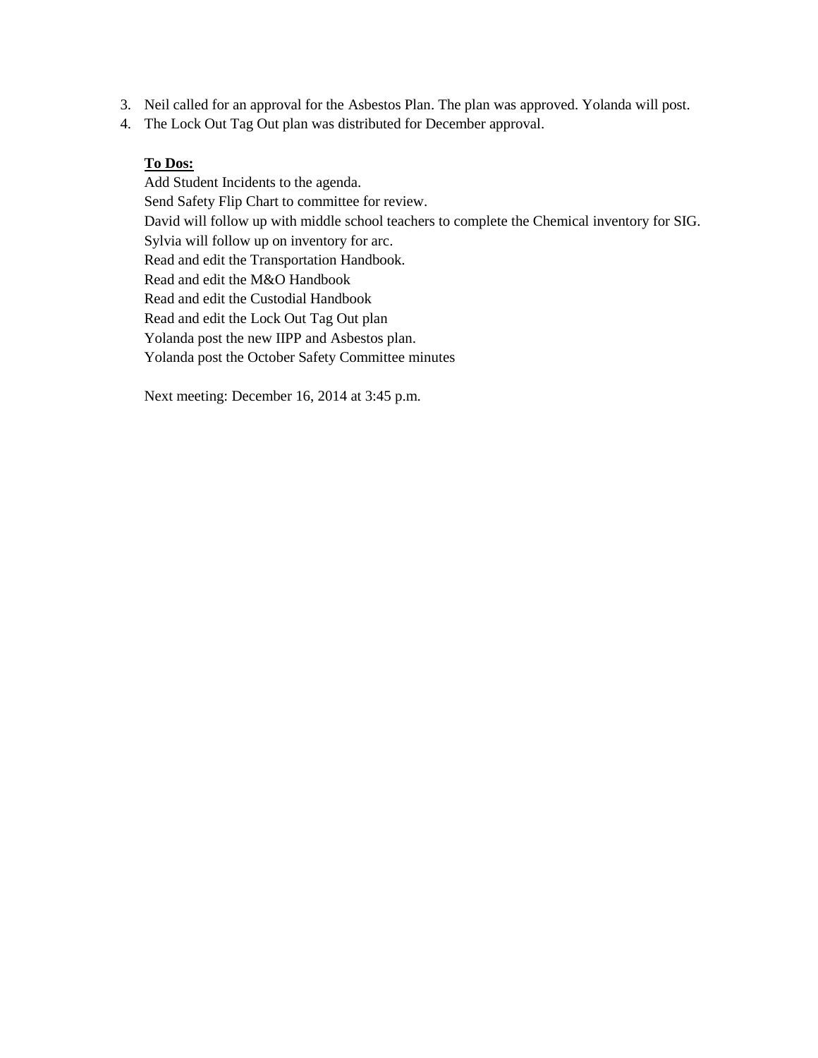3. Neil called for an approval for the Asbestos Plan. The plan was approved. Yolanda will post.
4. The Lock Out Tag Out plan was distributed for December approval.

**To Dos:**

Add Student Incidents to the agenda.
Send Safety Flip Chart to committee for review.
David will follow up with middle school teachers to complete the Chemical inventory for SIG.
Sylvia will follow up on inventory for arc.
Read and edit the Transportation Handbook.
Read and edit the M&O Handbook
Read and edit the Custodial Handbook
Read and edit the Lock Out Tag Out plan
Yolanda post the new IIPP and Asbestos plan.
Yolanda post the October Safety Committee minutes

Next meeting: December 16, 2014 at 3:45 p.m.